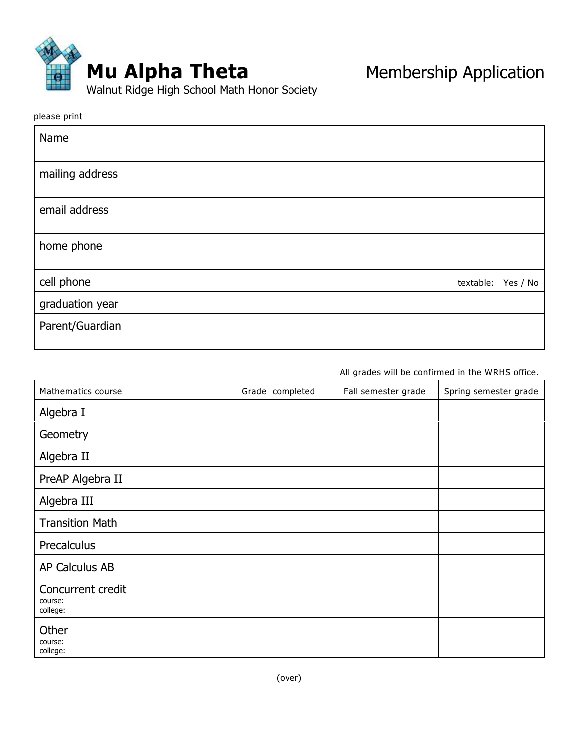# Mu Alpha Theta

Walnut Ridge High School Math Honor Society

## Membership Application

please print

| | |
|---|---|
| Name | |
| mailing address | |
| email address | |
| home phone | |
| cell phone | textable: Yes / No |
| graduation year | |
| Parent/Guardian | |

All grades will be confirmed in the WRHS office.

| Mathematics course | Grade completed | Fall semester grade | Spring semester grade |
|---|---|---|---|
| Algebra I | | | |
| Geometry | | | |
| Algebra II | | | |
| PreAP Algebra II | | | |
| Algebra III | | | |
| Transition Math | | | |
| Precalculus | | | |
| AP Calculus AB | | | |
| Concurrent credit<br>course:<br>college: | | | |
| Other<br>course:<br>college: | | | |

(over)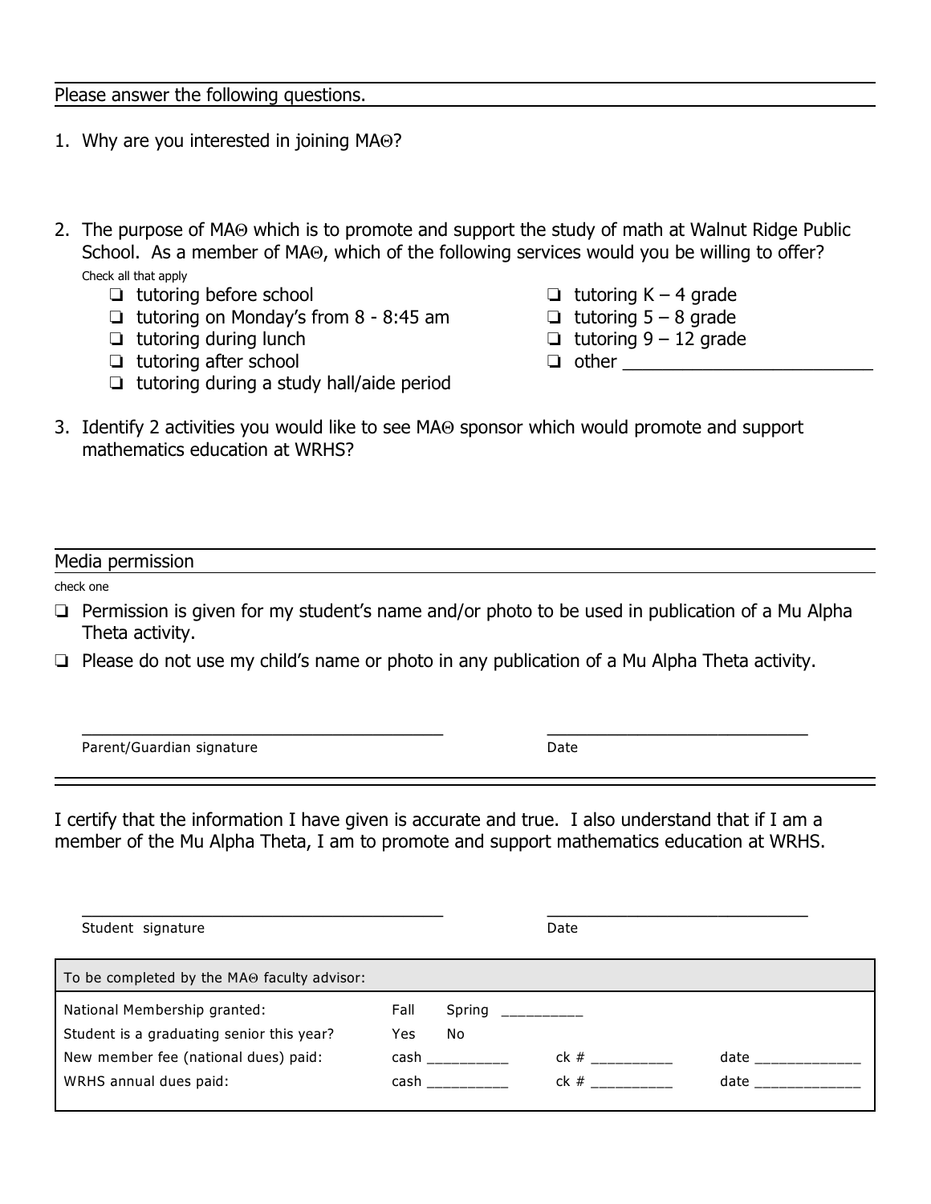Please answer the following questions.

1. Why are you interested in joining MAΘ?

2. The purpose of MAΘ which is to promote and support the study of math at Walnut Ridge Public School. As a member of MAΘ, which of the following services would you be willing to offer?
   Check all that apply
   - ❑ tutoring before school
   - ❑ tutoring on Monday's from 8 - 8:45 am
   - ❑ tutoring during lunch
   - ❑ tutoring after school
   - ❑ tutoring during a study hall/aide period
   - ❑ tutoring K – 4 grade
   - ❑ tutoring 5 – 8 grade
   - ❑ tutoring 9 – 12 grade
   - ❑ other ___________________________

3. Identify 2 activities you would like to see MAΘ sponsor which would promote and support mathematics education at WRHS?

Media permission

check one

❑ Permission is given for my student's name and/or photo to be used in publication of a Mu Alpha Theta activity.

❑ Please do not use my child's name or photo in any publication of a Mu Alpha Theta activity.

________________________________________ ______________________________

Parent/Guardian signature Date

I certify that the information I have given is accurate and true. I also understand that if I am a member of the Mu Alpha Theta, I am to promote and support mathematics education at WRHS.

________________________________________ ______________________________

Student signature Date

| To be completed by the MAΘ faculty advisor: | | | |
| --- | --- | --- | --- |
| National Membership granted: | Fall Spring __________ | | |
| Student is a graduating senior this year? | Yes No | | |
| New member fee (national dues) paid: | cash __________ | ck # __________ | date _____________ |
| WRHS annual dues paid: | cash __________ | ck # __________ | date _____________ |